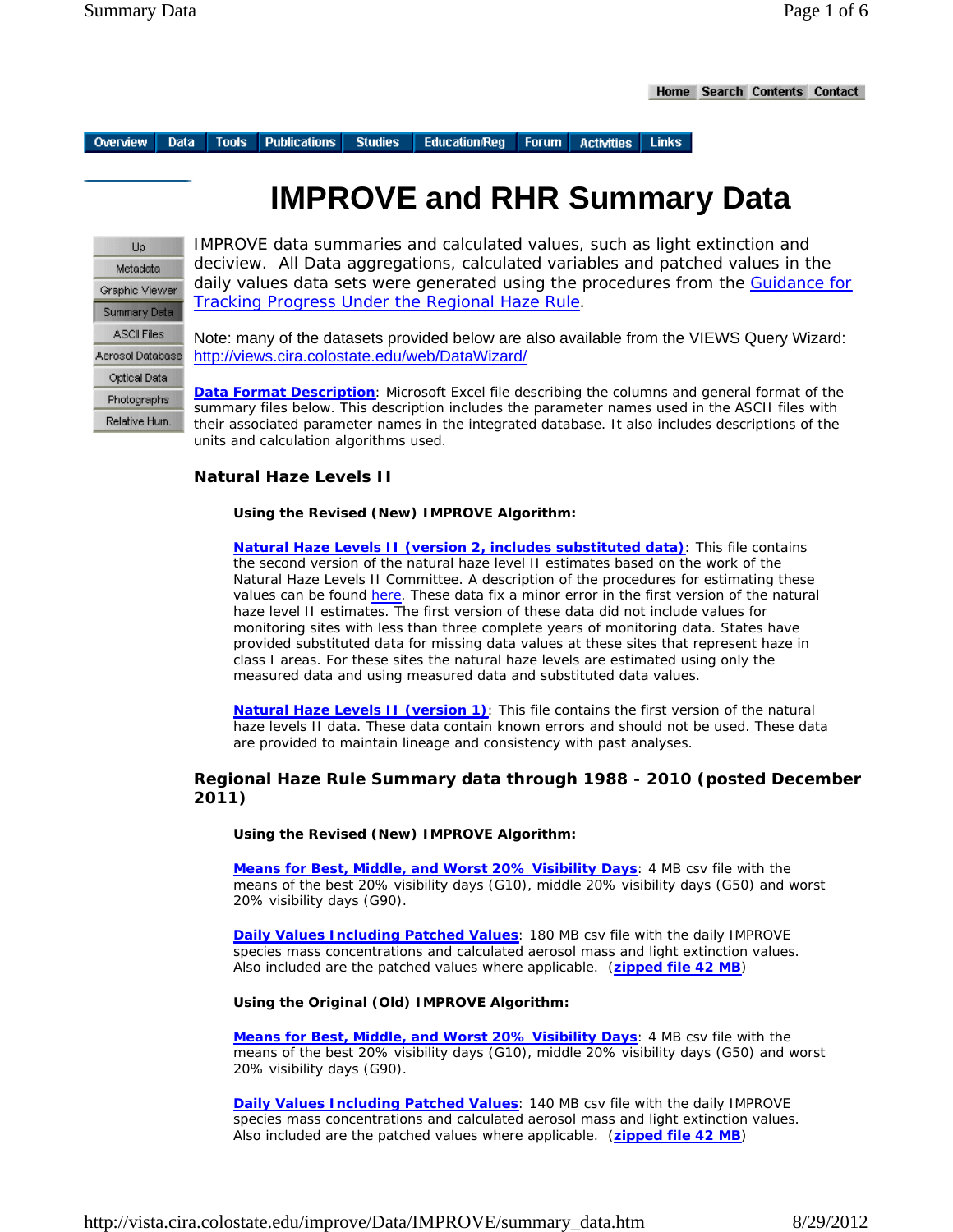# IMPROVE and RHR Summary Data

IMPROVE data summaries and calculated values, such as light extinction and deciview. All Data aggregations, calculated variables and patched values in the daily values data sets were generated using the procedures from the Guidance for Tracking Progress Under the Regional Haze Rule.

Note: many of the datasets provided below are also available from the VIEWS Query Wizard: http://views.cira.colostate.edu/web/DataWizard/

**Data Format Description**: Microsoft Excel file describing the columns and general format of the summary files below. This description includes the parameter names used in the ASCII files with their associated parameter names in the integrated database. It also includes descriptions of the units and calculation algorithms used.

## Natural Haze Levels II

**Using the Revised (New) IMPROVE Algorithm:**

**Natural Haze Levels II (version 2, includes substituted data)**: This file contains the second version of the natural haze level II estimates based on the work of the Natural Haze Levels II Committee. A description of the procedures for estimating these values can be found here. These data fix a minor error in the first version of the natural haze level II estimates. The first version of these data did not include values for monitoring sites with less than three complete years of monitoring data. States have provided substituted data for missing data values at these sites that represent haze in class I areas. For these sites the natural haze levels are estimated using only the measured data and using measured data and substituted data values.

**Natural Haze Levels II (version 1)**: This file contains the first version of the natural haze levels II data. These data contain known errors and should not be used. These data are provided to maintain lineage and consistency with past analyses.

## Regional Haze Rule Summary data through 1988 - 2010 (posted December 2011)

**Using the Revised (New) IMPROVE Algorithm:**

**Means for Best, Middle, and Worst 20% Visibility Days**: 4 MB csv file with the means of the best 20% visibility days (G10), middle 20% visibility days (G50) and worst 20% visibility days (G90).

**Daily Values Including Patched Values**: 180 MB csv file with the daily IMPROVE species mass concentrations and calculated aerosol mass and light extinction values. Also included are the patched values where applicable. (**zipped file 42 MB**)

**Using the Original (Old) IMPROVE Algorithm:**

**Means for Best, Middle, and Worst 20% Visibility Days**: 4 MB csv file with the means of the best 20% visibility days (G10), middle 20% visibility days (G50) and worst 20% visibility days (G90).

**Daily Values Including Patched Values**: 140 MB csv file with the daily IMPROVE species mass concentrations and calculated aerosol mass and light extinction values. Also included are the patched values where applicable. (**zipped file 42 MB**)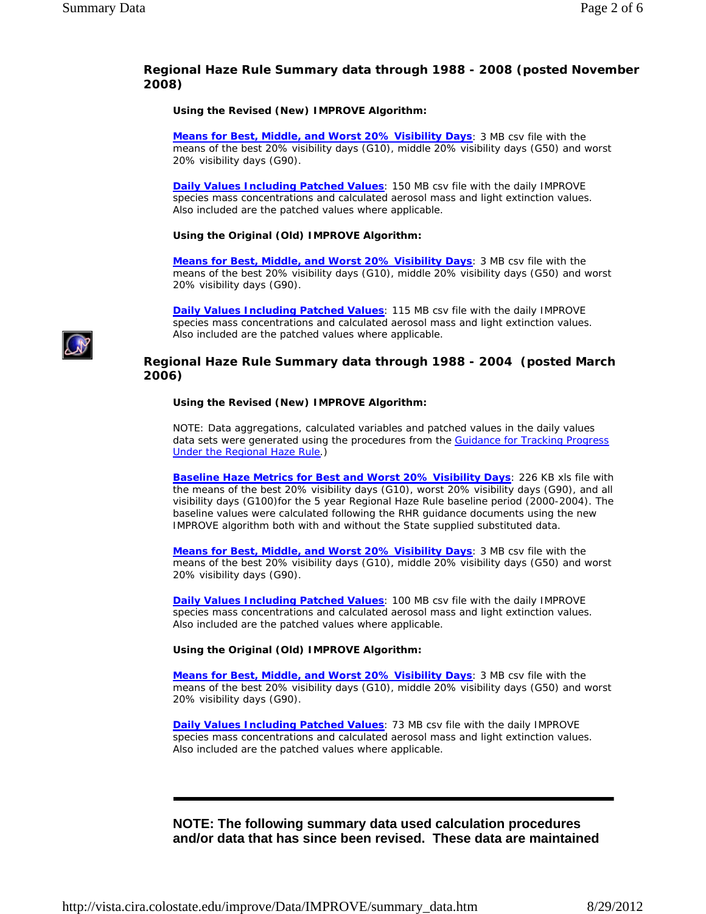## Regional Haze Rule Summary data through 1988 - 2008 (posted November 2008)

**Using the Revised (New) IMPROVE Algorithm:**

**Means for Best, Middle, and Worst 20% Visibility Days**: 3 MB csv file with the means of the best 20% visibility days (G10), middle 20% visibility days (G50) and worst 20% visibility days (G90).

**Daily Values Including Patched Values**: 150 MB csv file with the daily IMPROVE species mass concentrations and calculated aerosol mass and light extinction values. Also included are the patched values where applicable.

**Using the Original (Old) IMPROVE Algorithm:**

**Means for Best, Middle, and Worst 20% Visibility Days**: 3 MB csv file with the means of the best 20% visibility days (G10), middle 20% visibility days (G50) and worst 20% visibility days (G90).

**Daily Values Including Patched Values**: 115 MB csv file with the daily IMPROVE species mass concentrations and calculated aerosol mass and light extinction values. Also included are the patched values where applicable.

## Regional Haze Rule Summary data through 1988 - 2004 (posted March 2006)

**Using the Revised (New) IMPROVE Algorithm:**

NOTE: Data aggregations, calculated variables and patched values in the daily values data sets were generated using the procedures from the Guidance for Tracking Progress Under the Regional Haze Rule.)

**Baseline Haze Metrics for Best and Worst 20% Visibility Days**: 226 KB xls file with the means of the best 20% visibility days (G10), worst 20% visibility days (G90), and all visibility days (G100)for the 5 year Regional Haze Rule baseline period (2000-2004). The baseline values were calculated following the RHR guidance documents using the new IMPROVE algorithm both with and without the State supplied substituted data.

**Means for Best, Middle, and Worst 20% Visibility Days**: 3 MB csv file with the means of the best 20% visibility days (G10), middle 20% visibility days (G50) and worst 20% visibility days (G90).

**Daily Values Including Patched Values**: 100 MB csv file with the daily IMPROVE species mass concentrations and calculated aerosol mass and light extinction values. Also included are the patched values where applicable.

**Using the Original (Old) IMPROVE Algorithm:**

**Means for Best, Middle, and Worst 20% Visibility Days**: 3 MB csv file with the means of the best 20% visibility days (G10), middle 20% visibility days (G50) and worst 20% visibility days (G90).

**Daily Values Including Patched Values**: 73 MB csv file with the daily IMPROVE species mass concentrations and calculated aerosol mass and light extinction values. Also included are the patched values where applicable.

---

**NOTE: The following summary data used calculation procedures and/or data that has since been revised. These data are maintained**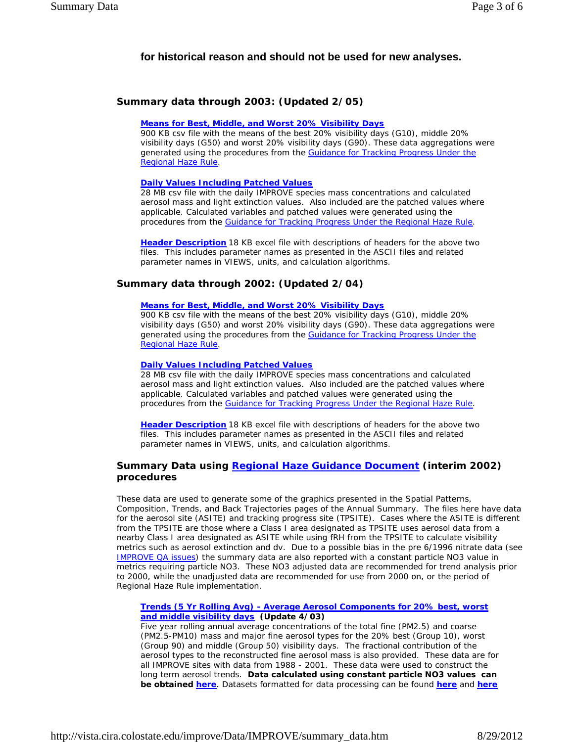**for historical reason and should not be used for new analyses.**

### Summary data through 2003: (Updated 2/05)

**Means for Best, Middle, and Worst 20% Visibility Days**
900 KB csv file with the means of the best 20% visibility days (G10), middle 20% visibility days (G50) and worst 20% visibility days (G90). These data aggregations were generated using the procedures from the Guidance for Tracking Progress Under the Regional Haze Rule.

**Daily Values Including Patched Values**
28 MB csv file with the daily IMPROVE species mass concentrations and calculated aerosol mass and light extinction values. Also included are the patched values where applicable. Calculated variables and patched values were generated using the procedures from the Guidance for Tracking Progress Under the Regional Haze Rule.

**Header Description** 18 KB excel file with descriptions of headers for the above two files. This includes parameter names as presented in the ASCII files and related parameter names in VIEWS, units, and calculation algorithms.

### Summary data through 2002: (Updated 2/04)

**Means for Best, Middle, and Worst 20% Visibility Days**
900 KB csv file with the means of the best 20% visibility days (G10), middle 20% visibility days (G50) and worst 20% visibility days (G90). These data aggregations were generated using the procedures from the Guidance for Tracking Progress Under the Regional Haze Rule.

**Daily Values Including Patched Values**
28 MB csv file with the daily IMPROVE species mass concentrations and calculated aerosol mass and light extinction values. Also included are the patched values where applicable. Calculated variables and patched values were generated using the procedures from the Guidance for Tracking Progress Under the Regional Haze Rule.

**Header Description** 18 KB excel file with descriptions of headers for the above two files. This includes parameter names as presented in the ASCII files and related parameter names in VIEWS, units, and calculation algorithms.

### Summary Data using Regional Haze Guidance Document (interim 2002) procedures

These data are used to generate some of the graphics presented in the Spatial Patterns, Composition, Trends, and Back Trajectories pages of the Annual Summary. The files here have data for the aerosol site (ASITE) and tracking progress site (TPSITE). Cases where the ASITE is different from the TPSITE are those where a Class I area designated as TPSITE uses aerosol data from a nearby Class I area designated as ASITE while using fRH from the TPSITE to calculate visibility metrics such as aerosol extinction and dv. Due to a possible bias in the pre 6/1996 nitrate data (see IMPROVE QA issues) the summary data are also reported with a constant particle NO3 value in metrics requiring particle NO3. These NO3 adjusted data are recommended for trend analysis prior to 2000, while the unadjusted data are recommended for use from 2000 on, or the period of Regional Haze Rule implementation.

**Trends (5 Yr Rolling Avg) - Average Aerosol Components for 20% best, worst and middle visibility days** **(Update 4/03)**
Five year rolling annual average concentrations of the total fine (PM2.5) and coarse (PM2.5-PM10) mass and major fine aerosol types for the 20% best (Group 10), worst (Group 90) and middle (Group 50) visibility days. The fractional contribution of the aerosol types to the reconstructed fine aerosol mass is also provided. These data are for all IMPROVE sites with data from 1988 - 2001. These data were used to construct the long term aerosol trends. **Data calculated using constant particle NO3 values can be obtained here**. Datasets formatted for data processing can be found **here** and **here**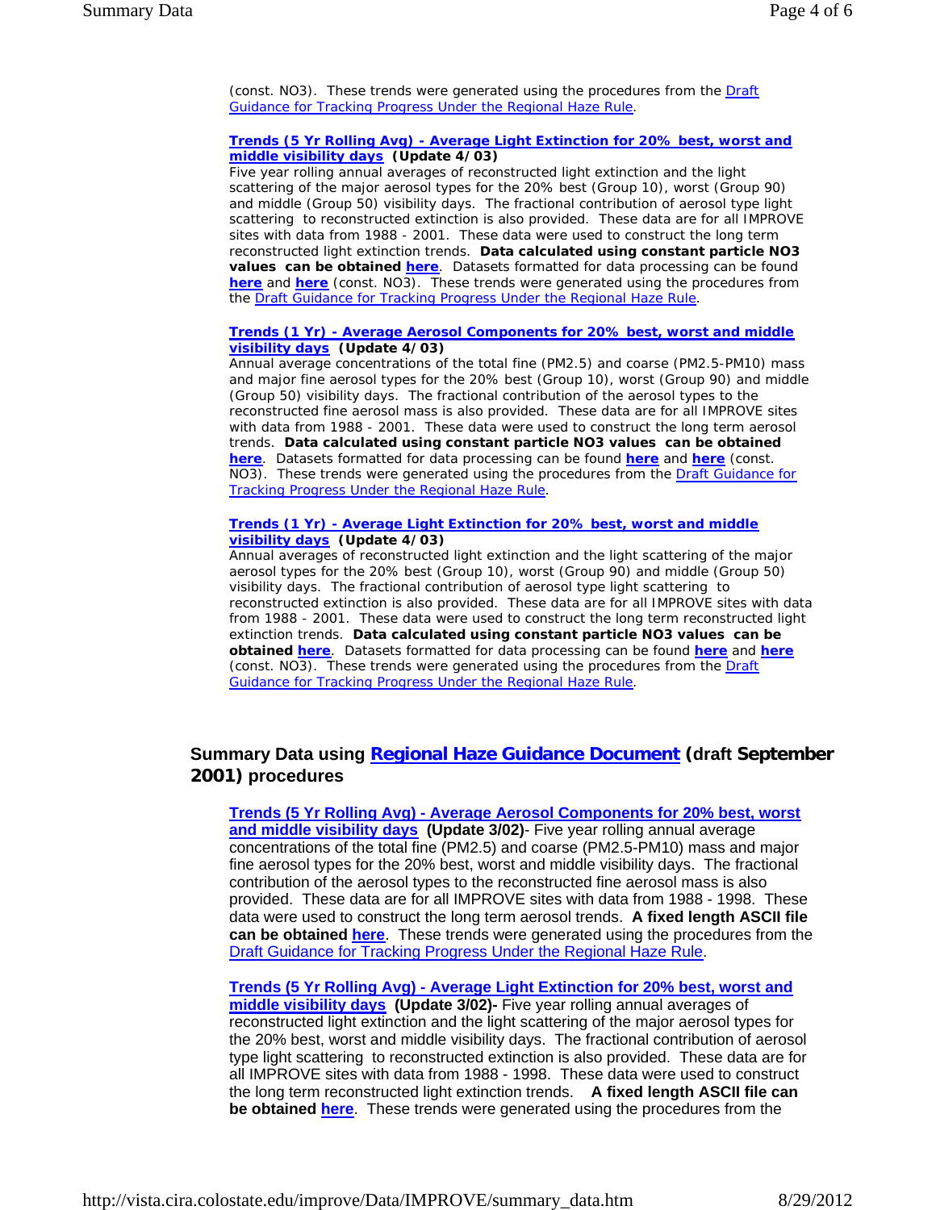(const. NO3). These trends were generated using the procedures from the Draft Guidance for Tracking Progress Under the Regional Haze Rule.

**Trends (5 Yr Rolling Avg) - Average Light Extinction for 20% best, worst and middle visibility days (Update 4/03)**
Five year rolling annual averages of reconstructed light extinction and the light scattering of the major aerosol types for the 20% best (Group 10), worst (Group 90) and middle (Group 50) visibility days. The fractional contribution of aerosol type light scattering to reconstructed extinction is also provided. These data are for all IMPROVE sites with data from 1988 - 2001. These data were used to construct the long term reconstructed light extinction trends. **Data calculated using constant particle NO3 values can be obtained here**. Datasets formatted for data processing can be found **here** and **here** (const. NO3). These trends were generated using the procedures from the Draft Guidance for Tracking Progress Under the Regional Haze Rule.

**Trends (1 Yr) - Average Aerosol Components for 20% best, worst and middle visibility days (Update 4/03)**
Annual average concentrations of the total fine (PM2.5) and coarse (PM2.5-PM10) mass and major fine aerosol types for the 20% best (Group 10), worst (Group 90) and middle (Group 50) visibility days. The fractional contribution of the aerosol types to the reconstructed fine aerosol mass is also provided. These data are for all IMPROVE sites with data from 1988 - 2001. These data were used to construct the long term aerosol trends. **Data calculated using constant particle NO3 values can be obtained here**. Datasets formatted for data processing can be found **here** and **here** (const. NO3). These trends were generated using the procedures from the Draft Guidance for Tracking Progress Under the Regional Haze Rule.

**Trends (1 Yr) - Average Light Extinction for 20% best, worst and middle visibility days (Update 4/03)**
Annual averages of reconstructed light extinction and the light scattering of the major aerosol types for the 20% best (Group 10), worst (Group 90) and middle (Group 50) visibility days. The fractional contribution of aerosol type light scattering to reconstructed extinction is also provided. These data are for all IMPROVE sites with data from 1988 - 2001. These data were used to construct the long term reconstructed light extinction trends. **Data calculated using constant particle NO3 values can be obtained here**. Datasets formatted for data processing can be found **here** and **here** (const. NO3). These trends were generated using the procedures from the Draft Guidance for Tracking Progress Under the Regional Haze Rule.

## Summary Data using Regional Haze Guidance Document (draft September 2001) procedures

**Trends (5 Yr Rolling Avg) - Average Aerosol Components for 20% best, worst and middle visibility days (Update 3/02)**- Five year rolling annual average concentrations of the total fine (PM2.5) and coarse (PM2.5-PM10) mass and major fine aerosol types for the 20% best, worst and middle visibility days. The fractional contribution of the aerosol types to the reconstructed fine aerosol mass is also provided. These data are for all IMPROVE sites with data from 1988 - 1998. These data were used to construct the long term aerosol trends. **A fixed length ASCII file can be obtained here**. These trends were generated using the procedures from the Draft Guidance for Tracking Progress Under the Regional Haze Rule.

**Trends (5 Yr Rolling Avg) - Average Light Extinction for 20% best, worst and middle visibility days (Update 3/02)-** Five year rolling annual averages of reconstructed light extinction and the light scattering of the major aerosol types for the 20% best, worst and middle visibility days. The fractional contribution of aerosol type light scattering to reconstructed extinction is also provided. These data are for all IMPROVE sites with data from 1988 - 1998. These data were used to construct the long term reconstructed light extinction trends. **A fixed length ASCII file can be obtained here**. These trends were generated using the procedures from the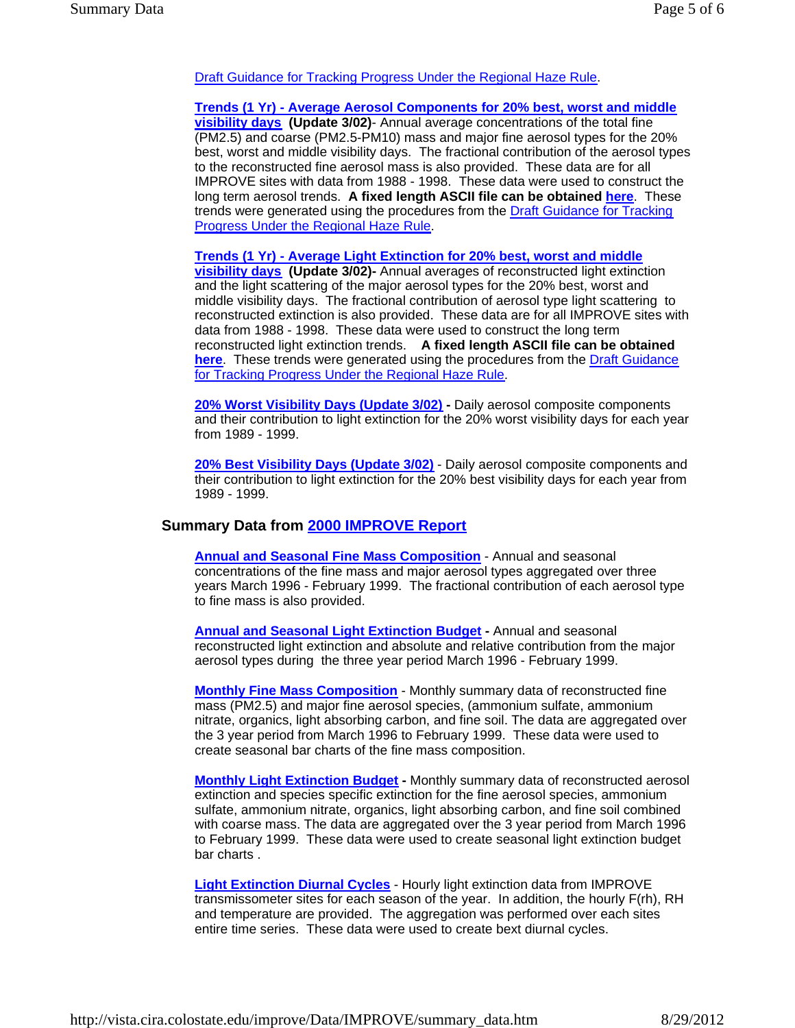Draft Guidance for Tracking Progress Under the Regional Haze Rule.

**Trends (1 Yr) - Average Aerosol Components for 20% best, worst and middle visibility days** **(Update 3/02)**- Annual average concentrations of the total fine (PM2.5) and coarse (PM2.5-PM10) mass and major fine aerosol types for the 20% best, worst and middle visibility days. The fractional contribution of the aerosol types to the reconstructed fine aerosol mass is also provided. These data are for all IMPROVE sites with data from 1988 - 1998. These data were used to construct the long term aerosol trends. **A fixed length ASCII file can be obtained here**. These trends were generated using the procedures from the Draft Guidance for Tracking Progress Under the Regional Haze Rule.

**Trends (1 Yr) - Average Light Extinction for 20% best, worst and middle visibility days** **(Update 3/02)-** Annual averages of reconstructed light extinction and the light scattering of the major aerosol types for the 20% best, worst and middle visibility days. The fractional contribution of aerosol type light scattering to reconstructed extinction is also provided. These data are for all IMPROVE sites with data from 1988 - 1998. These data were used to construct the long term reconstructed light extinction trends. **A fixed length ASCII file can be obtained here**. These trends were generated using the procedures from the Draft Guidance for Tracking Progress Under the Regional Haze Rule.

**20% Worst Visibility Days (Update 3/02) -** Daily aerosol composite components and their contribution to light extinction for the 20% worst visibility days for each year from 1989 - 1999.

**20% Best Visibility Days (Update 3/02)** - Daily aerosol composite components and their contribution to light extinction for the 20% best visibility days for each year from 1989 - 1999.

## Summary Data from 2000 IMPROVE Report

**Annual and Seasonal Fine Mass Composition** - Annual and seasonal concentrations of the fine mass and major aerosol types aggregated over three years March 1996 - February 1999. The fractional contribution of each aerosol type to fine mass is also provided.

**Annual and Seasonal Light Extinction Budget -** Annual and seasonal reconstructed light extinction and absolute and relative contribution from the major aerosol types during the three year period March 1996 - February 1999.

**Monthly Fine Mass Composition** - Monthly summary data of reconstructed fine mass (PM2.5) and major fine aerosol species, (ammonium sulfate, ammonium nitrate, organics, light absorbing carbon, and fine soil. The data are aggregated over the 3 year period from March 1996 to February 1999. These data were used to create seasonal bar charts of the fine mass composition.

**Monthly Light Extinction Budget -** Monthly summary data of reconstructed aerosol extinction and species specific extinction for the fine aerosol species, ammonium sulfate, ammonium nitrate, organics, light absorbing carbon, and fine soil combined with coarse mass. The data are aggregated over the 3 year period from March 1996 to February 1999. These data were used to create seasonal light extinction budget bar charts .

**Light Extinction Diurnal Cycles** - Hourly light extinction data from IMPROVE transmissometer sites for each season of the year. In addition, the hourly F(rh), RH and temperature are provided. The aggregation was performed over each sites entire time series. These data were used to create bext diurnal cycles.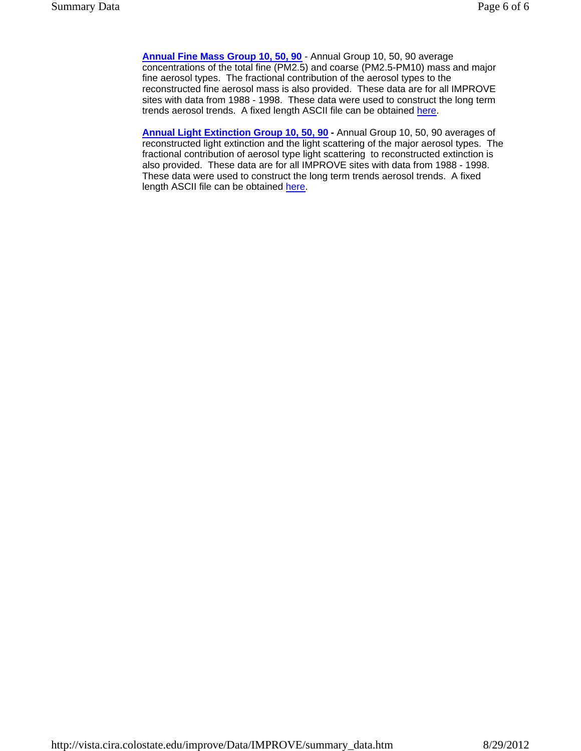**Annual Fine Mass Group 10, 50, 90** - Annual Group 10, 50, 90 average concentrations of the total fine (PM2.5) and coarse (PM2.5-PM10) mass and major fine aerosol types. The fractional contribution of the aerosol types to the reconstructed fine aerosol mass is also provided. These data are for all IMPROVE sites with data from 1988 - 1998. These data were used to construct the long term trends aerosol trends. A fixed length ASCII file can be obtained here.

**Annual Light Extinction Group 10, 50, 90 -** Annual Group 10, 50, 90 averages of reconstructed light extinction and the light scattering of the major aerosol types. The fractional contribution of aerosol type light scattering to reconstructed extinction is also provided. These data are for all IMPROVE sites with data from 1988 - 1998. These data were used to construct the long term trends aerosol trends. A fixed length ASCII file can be obtained here.